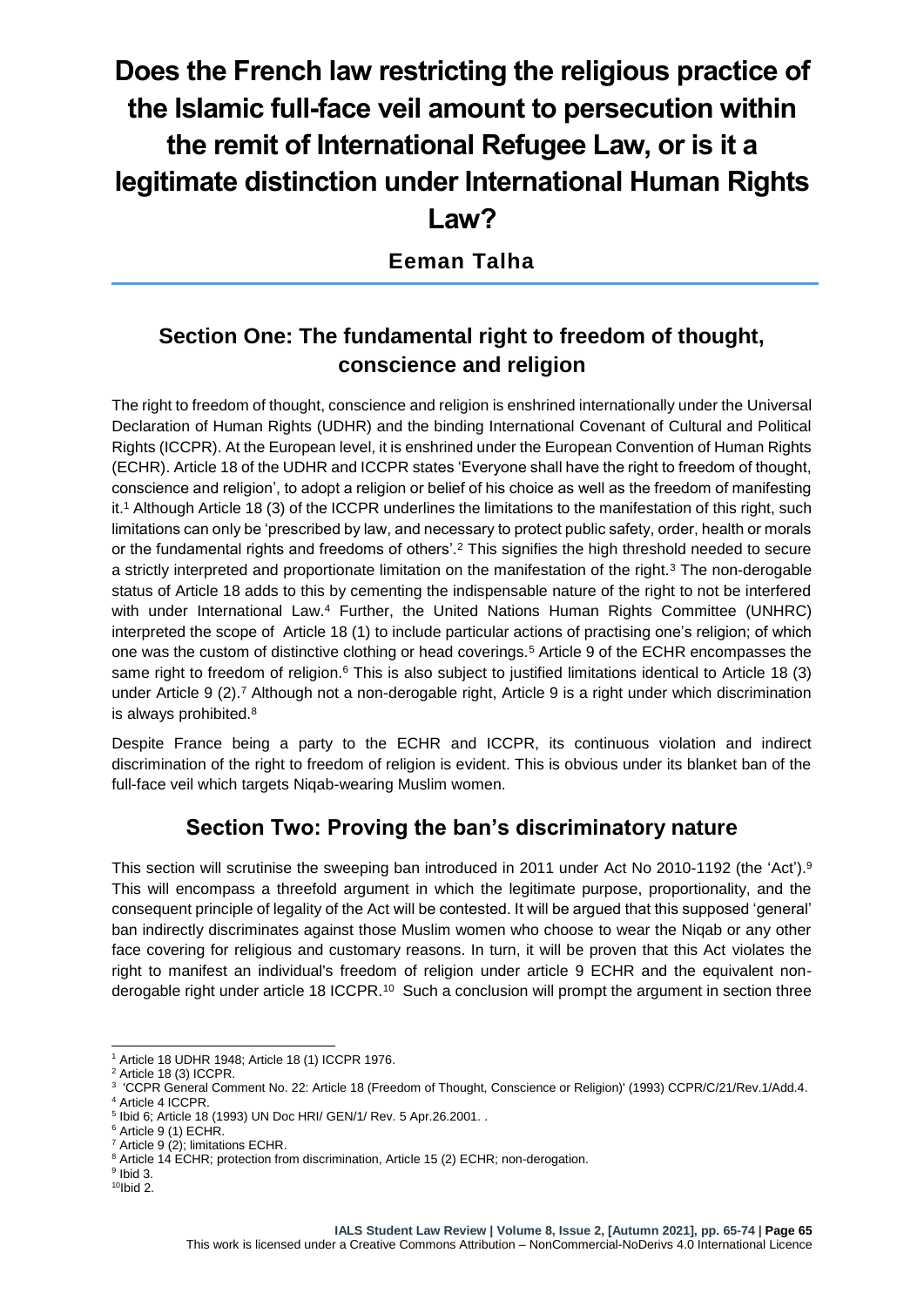# Does the French law restricting the religious practice of the Islamic full-face veil amount to persecution within the remit of International Refugee Law, or is it a legitimate distinction under International Human Rights Law?

**Eeman Talha**

## Section One: The fundamental right to freedom of thought, conscience and religion

The right to freedom of thought, conscience and religion is enshrined internationally under the Universal Declaration of Human Rights (UDHR) and the binding International Covenant of Cultural and Political Rights (ICCPR). At the European level, it is enshrined under the European Convention of Human Rights (ECHR). Article 18 of the UDHR and ICCPR states 'Everyone shall have the right to freedom of thought, conscience and religion', to adopt a religion or belief of his choice as well as the freedom of manifesting it.[1] Although Article 18 (3) of the ICCPR underlines the limitations to the manifestation of this right, such limitations can only be 'prescribed by law, and necessary to protect public safety, order, health or morals or the fundamental rights and freedoms of others'.[2] This signifies the high threshold needed to secure a strictly interpreted and proportionate limitation on the manifestation of the right.[3] The non-derogable status of Article 18 adds to this by cementing the indispensable nature of the right to not be interfered with under International Law.[4] Further, the United Nations Human Rights Committee (UNHRC) interpreted the scope of Article 18 (1) to include particular actions of practising one's religion; of which one was the custom of distinctive clothing or head coverings.[5] Article 9 of the ECHR encompasses the same right to freedom of religion.[6] This is also subject to justified limitations identical to Article 18 (3) under Article 9 (2).[7] Although not a non-derogable right, Article 9 is a right under which discrimination is always prohibited.[8]

Despite France being a party to the ECHR and ICCPR, its continuous violation and indirect discrimination of the right to freedom of religion is evident. This is obvious under its blanket ban of the full-face veil which targets Niqab-wearing Muslim women.

## Section Two: Proving the ban's discriminatory nature

This section will scrutinise the sweeping ban introduced in 2011 under Act No 2010-1192 (the 'Act').[9] This will encompass a threefold argument in which the legitimate purpose, proportionality, and the consequent principle of legality of the Act will be contested. It will be argued that this supposed 'general' ban indirectly discriminates against those Muslim women who choose to wear the Niqab or any other face covering for religious and customary reasons. In turn, it will be proven that this Act violates the right to manifest an individual's freedom of religion under article 9 ECHR and the equivalent non-derogable right under article 18 ICCPR.[10] Such a conclusion will prompt the argument in section three

---

[1] Article 18 UDHR 1948; Article 18 (1) ICCPR 1976.

[2] Article 18 (3) ICCPR.

[3] 'CCPR General Comment No. 22: Article 18 (Freedom of Thought, Conscience or Religion)' (1993) CCPR/C/21/Rev.1/Add.4.

[4] Article 4 ICCPR.

[5] Ibid 6; Article 18 (1993) UN Doc HRI/ GEN/1/ Rev. 5 Apr.26.2001. .

[6] Article 9 (1) ECHR.

[7] Article 9 (2); limitations ECHR.

[8] Article 14 ECHR; protection from discrimination, Article 15 (2) ECHR; non-derogation.

[9] Ibid 3.

[10] Ibid 2.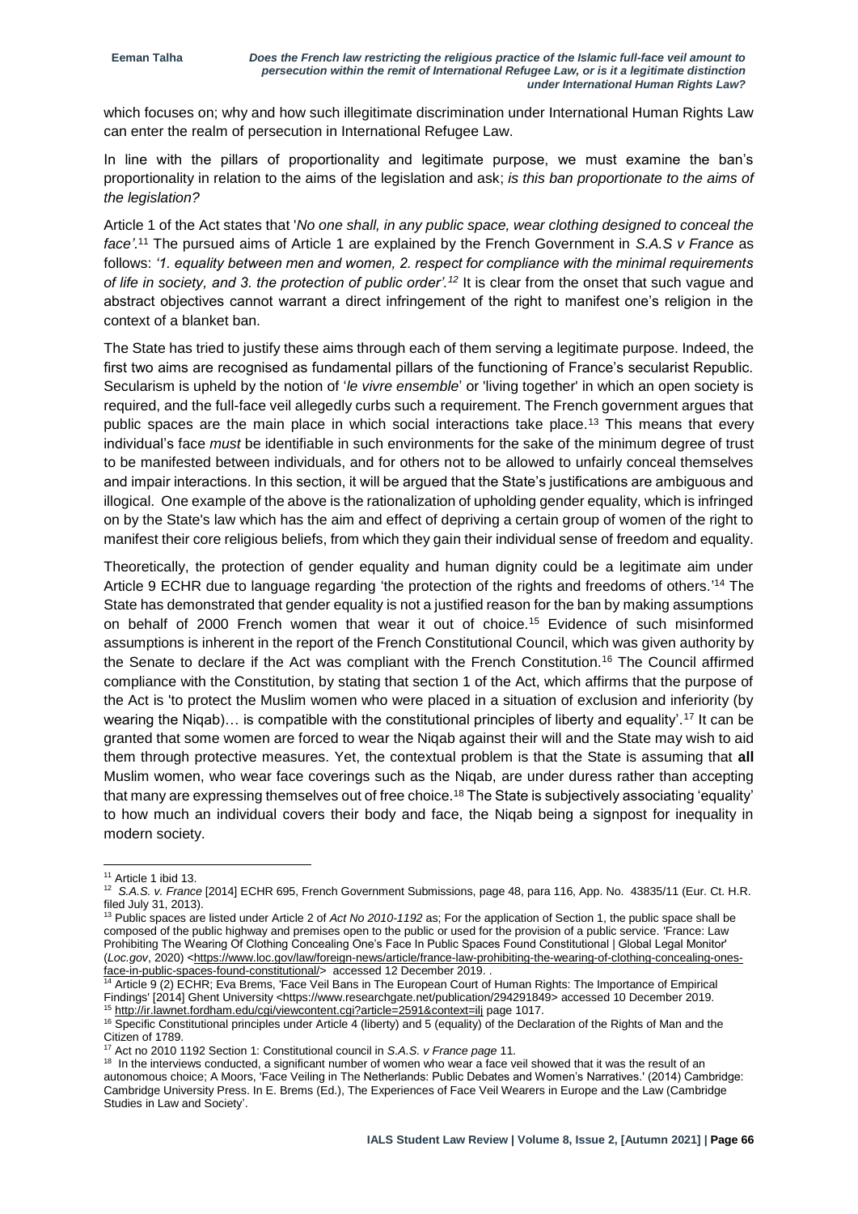which focuses on; why and how such illegitimate discrimination under International Human Rights Law can enter the realm of persecution in International Refugee Law.

In line with the pillars of proportionality and legitimate purpose, we must examine the ban's proportionality in relation to the aims of the legislation and ask; *is this ban proportionate to the aims of the legislation?*

Article 1 of the Act states that '*No one shall, in any public space, wear clothing designed to conceal the face'*.[11] The pursued aims of Article 1 are explained by the French Government in *S.A.S v France* as follows: *'1. equality between men and women, 2. respect for compliance with the minimal requirements of life in society, and 3. the protection of public order'.*[12] It is clear from the onset that such vague and abstract objectives cannot warrant a direct infringement of the right to manifest one's religion in the context of a blanket ban.

The State has tried to justify these aims through each of them serving a legitimate purpose. Indeed, the first two aims are recognised as fundamental pillars of the functioning of France's secularist Republic. Secularism is upheld by the notion of '*le vivre ensemble*' or 'living together' in which an open society is required, and the full-face veil allegedly curbs such a requirement. The French government argues that public spaces are the main place in which social interactions take place.[13] This means that every individual's face *must* be identifiable in such environments for the sake of the minimum degree of trust to be manifested between individuals, and for others not to be allowed to unfairly conceal themselves and impair interactions. In this section, it will be argued that the State's justifications are ambiguous and illogical. One example of the above is the rationalization of upholding gender equality, which is infringed on by the State's law which has the aim and effect of depriving a certain group of women of the right to manifest their core religious beliefs, from which they gain their individual sense of freedom and equality.

Theoretically, the protection of gender equality and human dignity could be a legitimate aim under Article 9 ECHR due to language regarding 'the protection of the rights and freedoms of others.'[14] The State has demonstrated that gender equality is not a justified reason for the ban by making assumptions on behalf of 2000 French women that wear it out of choice.[15] Evidence of such misinformed assumptions is inherent in the report of the French Constitutional Council, which was given authority by the Senate to declare if the Act was compliant with the French Constitution.[16] The Council affirmed compliance with the Constitution, by stating that section 1 of the Act, which affirms that the purpose of the Act is 'to protect the Muslim women who were placed in a situation of exclusion and inferiority (by wearing the Niqab)… is compatible with the constitutional principles of liberty and equality'.[17] It can be granted that some women are forced to wear the Niqab against their will and the State may wish to aid them through protective measures. Yet, the contextual problem is that the State is assuming that **all** Muslim women, who wear face coverings such as the Niqab, are under duress rather than accepting that many are expressing themselves out of free choice.[18] The State is subjectively associating 'equality' to how much an individual covers their body and face, the Niqab being a signpost for inequality in modern society.

---

[11] Article 1 ibid 13.

[12] *S.A.S. v. France* [2014] ECHR 695, French Government Submissions, page 48, para 116, App. No. 43835/11 (Eur. Ct. H.R. filed July 31, 2013).

[13] Public spaces are listed under Article 2 of *Act No 2010-1192* as; For the application of Section 1, the public space shall be composed of the public highway and premises open to the public or used for the provision of a public service. 'France: Law Prohibiting The Wearing Of Clothing Concealing One's Face In Public Spaces Found Constitutional | Global Legal Monitor' (*Loc.gov*, 2020) <https://www.loc.gov/law/foreign-news/article/france-law-prohibiting-the-wearing-of-clothing-concealing-ones-face-in-public-spaces-found-constitutional/> accessed 12 December 2019. .

[14] Article 9 (2) ECHR; Eva Brems, 'Face Veil Bans in The European Court of Human Rights: The Importance of Empirical Findings' [2014] Ghent University <https://www.researchgate.net/publication/294291849> accessed 10 December 2019.

[15] http://ir.lawnet.fordham.edu/cgi/viewcontent.cgi?article=2591&context=ilj page 1017.

[16] Specific Constitutional principles under Article 4 (liberty) and 5 (equality) of the Declaration of the Rights of Man and the Citizen of 1789.

[17] Act no 2010 1192 Section 1: Constitutional council in *S.A.S. v France page* 11.

[18] In the interviews conducted, a significant number of women who wear a face veil showed that it was the result of an autonomous choice; A Moors, 'Face Veiling in The Netherlands: Public Debates and Women's Narratives.' (2014) Cambridge: Cambridge University Press. In E. Brems (Ed.), The Experiences of Face Veil Wearers in Europe and the Law (Cambridge Studies in Law and Society'.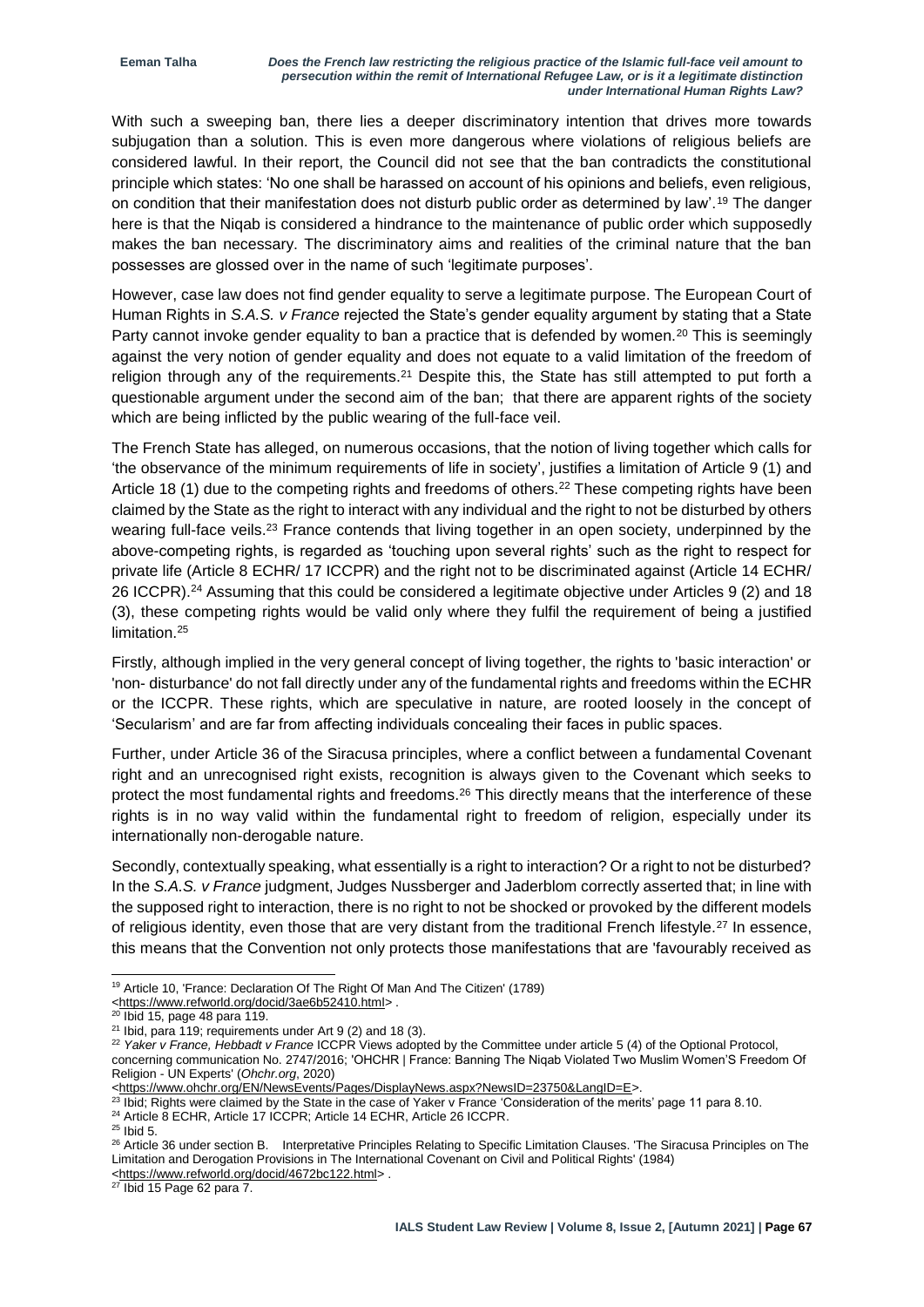With such a sweeping ban, there lies a deeper discriminatory intention that drives more towards subjugation than a solution. This is even more dangerous where violations of religious beliefs are considered lawful. In their report, the Council did not see that the ban contradicts the constitutional principle which states: 'No one shall be harassed on account of his opinions and beliefs, even religious, on condition that their manifestation does not disturb public order as determined by law'.[19] The danger here is that the Niqab is considered a hindrance to the maintenance of public order which supposedly makes the ban necessary. The discriminatory aims and realities of the criminal nature that the ban possesses are glossed over in the name of such 'legitimate purposes'.

However, case law does not find gender equality to serve a legitimate purpose. The European Court of Human Rights in *S.A.S. v France* rejected the State's gender equality argument by stating that a State Party cannot invoke gender equality to ban a practice that is defended by women.[20] This is seemingly against the very notion of gender equality and does not equate to a valid limitation of the freedom of religion through any of the requirements.[21] Despite this, the State has still attempted to put forth a questionable argument under the second aim of the ban; that there are apparent rights of the society which are being inflicted by the public wearing of the full-face veil.

The French State has alleged, on numerous occasions, that the notion of living together which calls for 'the observance of the minimum requirements of life in society', justifies a limitation of Article 9 (1) and Article 18 (1) due to the competing rights and freedoms of others.[22] These competing rights have been claimed by the State as the right to interact with any individual and the right to not be disturbed by others wearing full-face veils.[23] France contends that living together in an open society, underpinned by the above-competing rights, is regarded as 'touching upon several rights' such as the right to respect for private life (Article 8 ECHR/ 17 ICCPR) and the right not to be discriminated against (Article 14 ECHR/ 26 ICCPR).[24] Assuming that this could be considered a legitimate objective under Articles 9 (2) and 18 (3), these competing rights would be valid only where they fulfil the requirement of being a justified limitation.[25]

Firstly, although implied in the very general concept of living together, the rights to 'basic interaction' or 'non- disturbance' do not fall directly under any of the fundamental rights and freedoms within the ECHR or the ICCPR. These rights, which are speculative in nature, are rooted loosely in the concept of 'Secularism' and are far from affecting individuals concealing their faces in public spaces.

Further, under Article 36 of the Siracusa principles, where a conflict between a fundamental Covenant right and an unrecognised right exists, recognition is always given to the Covenant which seeks to protect the most fundamental rights and freedoms.[26] This directly means that the interference of these rights is in no way valid within the fundamental right to freedom of religion, especially under its internationally non-derogable nature.

Secondly, contextually speaking, what essentially is a right to interaction? Or a right to not be disturbed? In the *S.A.S. v France* judgment, Judges Nussberger and Jaderblom correctly asserted that; in line with the supposed right to interaction, there is no right to not be shocked or provoked by the different models of religious identity, even those that are very distant from the traditional French lifestyle.[27] In essence, this means that the Convention not only protects those manifestations that are 'favourably received as

---

[19] Article 10, 'France: Declaration Of The Right Of Man And The Citizen' (1789) <https://www.refworld.org/docid/3ae6b52410.html> .

[20] Ibid 15, page 48 para 119.

[21] Ibid, para 119; requirements under Art 9 (2) and 18 (3).

[22] *Yaker v France, Hebbadt v France* ICCPR Views adopted by the Committee under article 5 (4) of the Optional Protocol, concerning communication No. 2747/2016; 'OHCHR | France: Banning The Niqab Violated Two Muslim Women'S Freedom Of Religion - UN Experts' (*Ohchr.org*, 2020) <https://www.ohchr.org/EN/NewsEvents/Pages/DisplayNews.aspx?NewsID=23750&LangID=E>.

[23] Ibid; Rights were claimed by the State in the case of Yaker v France 'Consideration of the merits' page 11 para 8.10.

[24] Article 8 ECHR, Article 17 ICCPR; Article 14 ECHR, Article 26 ICCPR.

[25] Ibid 5.

[26] Article 36 under section B. Interpretative Principles Relating to Specific Limitation Clauses. 'The Siracusa Principles on The Limitation and Derogation Provisions in The International Covenant on Civil and Political Rights' (1984) <https://www.refworld.org/docid/4672bc122.html> .

[27] Ibid 15 Page 62 para 7.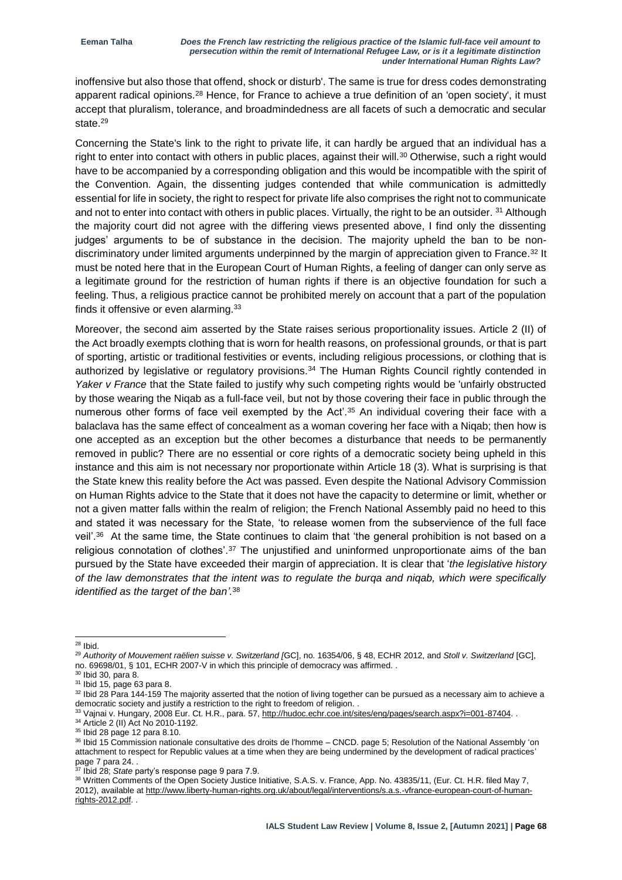inoffensive but also those that offend, shock or disturb'. The same is true for dress codes demonstrating apparent radical opinions.[28] Hence, for France to achieve a true definition of an 'open society', it must accept that pluralism, tolerance, and broadmindedness are all facets of such a democratic and secular state.[29]

Concerning the State's link to the right to private life, it can hardly be argued that an individual has a right to enter into contact with others in public places, against their will.[30] Otherwise, such a right would have to be accompanied by a corresponding obligation and this would be incompatible with the spirit of the Convention. Again, the dissenting judges contended that while communication is admittedly essential for life in society, the right to respect for private life also comprises the right not to communicate and not to enter into contact with others in public places. Virtually, the right to be an outsider. [31] Although the majority court did not agree with the differing views presented above, I find only the dissenting judges' arguments to be of substance in the decision. The majority upheld the ban to be non-discriminatory under limited arguments underpinned by the margin of appreciation given to France.[32] It must be noted here that in the European Court of Human Rights, a feeling of danger can only serve as a legitimate ground for the restriction of human rights if there is an objective foundation for such a feeling. Thus, a religious practice cannot be prohibited merely on account that a part of the population finds it offensive or even alarming.[33]

Moreover, the second aim asserted by the State raises serious proportionality issues. Article 2 (II) of the Act broadly exempts clothing that is worn for health reasons, on professional grounds, or that is part of sporting, artistic or traditional festivities or events, including religious processions, or clothing that is authorized by legislative or regulatory provisions.[34] The Human Rights Council rightly contended in *Yaker v France* that the State failed to justify why such competing rights would be 'unfairly obstructed by those wearing the Niqab as a full-face veil, but not by those covering their face in public through the numerous other forms of face veil exempted by the Act'.[35] An individual covering their face with a balaclava has the same effect of concealment as a woman covering her face with a Niqab; then how is one accepted as an exception but the other becomes a disturbance that needs to be permanently removed in public? There are no essential or core rights of a democratic society being upheld in this instance and this aim is not necessary nor proportionate within Article 18 (3). What is surprising is that the State knew this reality before the Act was passed. Even despite the National Advisory Commission on Human Rights advice to the State that it does not have the capacity to determine or limit, whether or not a given matter falls within the realm of religion; the French National Assembly paid no heed to this and stated it was necessary for the State, 'to release women from the subservience of the full face veil'.[36] At the same time, the State continues to claim that 'the general prohibition is not based on a religious connotation of clothes'.[37] The unjustified and uninformed unproportionate aims of the ban pursued by the State have exceeded their margin of appreciation. It is clear that '*the legislative history of the law demonstrates that the intent was to regulate the burqa and niqab, which were specifically identified as the target of the ban'.*[38]

---

[28] Ibid.

[29] *Authority of Mouvement raëlien suisse v. Switzerland [*GC], no. 16354/06, § 48, ECHR 2012, and *Stoll v. Switzerland* [GC], no. 69698/01, § 101, ECHR 2007-V in which this principle of democracy was affirmed. .

[30] Ibid 30, para 8.

[31] Ibid 15, page 63 para 8.

[32] Ibid 28 Para 144-159 The majority asserted that the notion of living together can be pursued as a necessary aim to achieve a democratic society and justify a restriction to the right to freedom of religion. .

[33] Vajnai v. Hungary, 2008 Eur. Ct. H.R., para. 57, http://hudoc.echr.coe.int/sites/eng/pages/search.aspx?i=001-87404. .

[34] Article 2 (II) Act No 2010-1192.

[35] Ibid 28 page 12 para 8.10.

[36] Ibid 15 Commission nationale consultative des droits de l'homme – CNCD. page 5; Resolution of the National Assembly 'on attachment to respect for Republic values at a time when they are being undermined by the development of radical practices' page 7 para 24. .

[37] Ibid 28; *State* party's response page 9 para 7.9.

[38] Written Comments of the Open Society Justice Initiative, S.A.S. v. France, App. No. 43835/11, (Eur. Ct. H.R. filed May 7, 2012), available at http://www.liberty-human-rights.org.uk/about/legal/interventions/s.a.s.-vfrance-european-court-of-human-rights-2012.pdf. .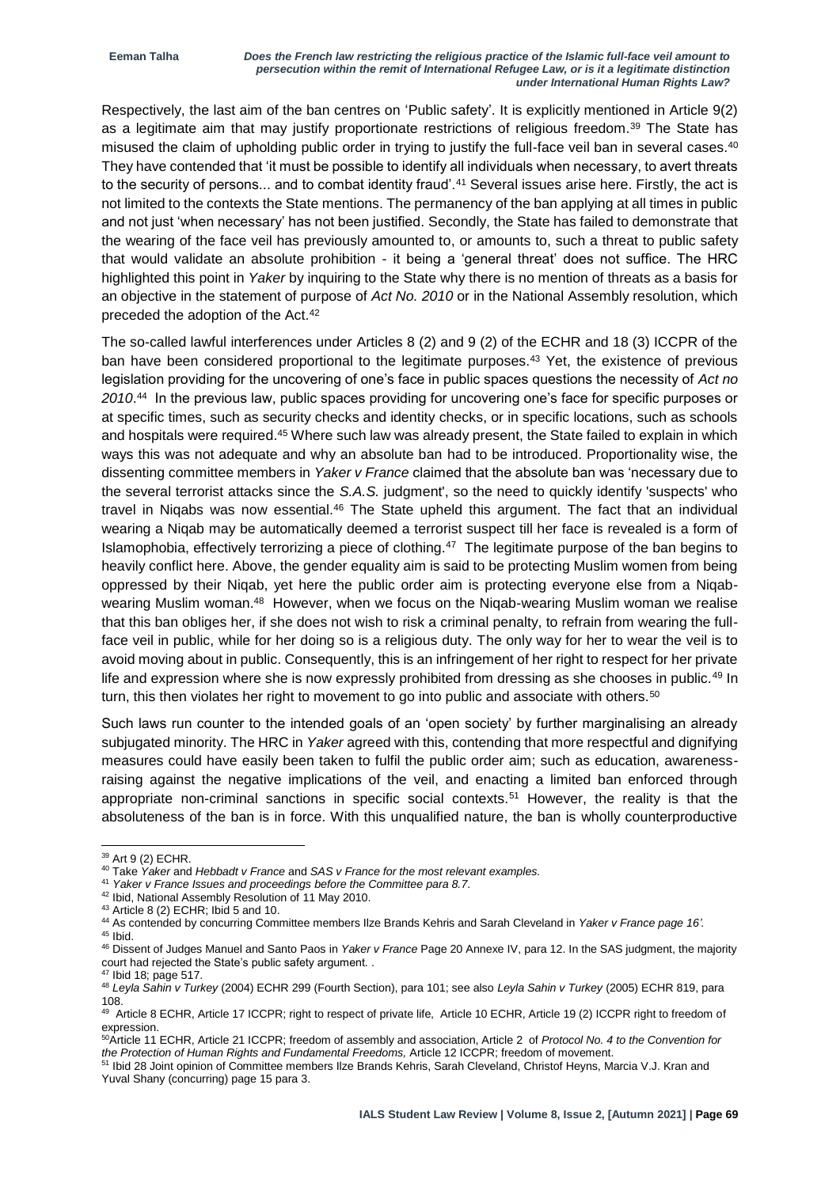Respectively, the last aim of the ban centres on 'Public safety'. It is explicitly mentioned in Article 9(2) as a legitimate aim that may justify proportionate restrictions of religious freedom.[39] The State has misused the claim of upholding public order in trying to justify the full-face veil ban in several cases.[40] They have contended that 'it must be possible to identify all individuals when necessary, to avert threats to the security of persons... and to combat identity fraud'.[41] Several issues arise here. Firstly, the act is not limited to the contexts the State mentions. The permanency of the ban applying at all times in public and not just 'when necessary' has not been justified. Secondly, the State has failed to demonstrate that the wearing of the face veil has previously amounted to, or amounts to, such a threat to public safety that would validate an absolute prohibition - it being a 'general threat' does not suffice. The HRC highlighted this point in *Yaker* by inquiring to the State why there is no mention of threats as a basis for an objective in the statement of purpose of *Act No. 2010* or in the National Assembly resolution, which preceded the adoption of the Act.[42]

The so-called lawful interferences under Articles 8 (2) and 9 (2) of the ECHR and 18 (3) ICCPR of the ban have been considered proportional to the legitimate purposes.[43] Yet, the existence of previous legislation providing for the uncovering of one's face in public spaces questions the necessity of *Act no 2010*.[44] In the previous law, public spaces providing for uncovering one's face for specific purposes or at specific times, such as security checks and identity checks, or in specific locations, such as schools and hospitals were required.[45] Where such law was already present, the State failed to explain in which ways this was not adequate and why an absolute ban had to be introduced. Proportionality wise, the dissenting committee members in *Yaker v France* claimed that the absolute ban was 'necessary due to the several terrorist attacks since the *S.A.S.* judgment', so the need to quickly identify 'suspects' who travel in Niqabs was now essential.[46] The State upheld this argument. The fact that an individual wearing a Niqab may be automatically deemed a terrorist suspect till her face is revealed is a form of Islamophobia, effectively terrorizing a piece of clothing.[47] The legitimate purpose of the ban begins to heavily conflict here. Above, the gender equality aim is said to be protecting Muslim women from being oppressed by their Niqab, yet here the public order aim is protecting everyone else from a Niqab-wearing Muslim woman.[48] However, when we focus on the Niqab-wearing Muslim woman we realise that this ban obliges her, if she does not wish to risk a criminal penalty, to refrain from wearing the full-face veil in public, while for her doing so is a religious duty. The only way for her to wear the veil is to avoid moving about in public. Consequently, this is an infringement of her right to respect for her private life and expression where she is now expressly prohibited from dressing as she chooses in public.[49] In turn, this then violates her right to movement to go into public and associate with others.[50]

Such laws run counter to the intended goals of an 'open society' by further marginalising an already subjugated minority. The HRC in *Yaker* agreed with this, contending that more respectful and dignifying measures could have easily been taken to fulfil the public order aim; such as education, awareness-raising against the negative implications of the veil, and enacting a limited ban enforced through appropriate non-criminal sanctions in specific social contexts.[51] However, the reality is that the absoluteness of the ban is in force. With this unqualified nature, the ban is wholly counterproductive

---

[39] Art 9 (2) ECHR.

[40] Take *Yaker* and *Hebbadt v France* and *SAS v France for the most relevant examples.*

[41] *Yaker v France Issues and proceedings before the Committee para 8.7.*

[42] Ibid, National Assembly Resolution of 11 May 2010.

[43] Article 8 (2) ECHR; Ibid 5 and 10.

[44] As contended by concurring Committee members Ilze Brands Kehris and Sarah Cleveland in *Yaker v France page 16'.*

[45] Ibid.

[46] Dissent of Judges Manuel and Santo Paos in *Yaker v France* Page 20 Annexe IV, para 12. In the SAS judgment, the majority court had rejected the State's public safety argument. .

[47] Ibid 18; page 517.

[48] *Leyla Sahin v Turkey* (2004) ECHR 299 (Fourth Section), para 101; see also *Leyla Sahin v Turkey* (2005) ECHR 819, para 108.

[49] Article 8 ECHR, Article 17 ICCPR; right to respect of private life, Article 10 ECHR, Article 19 (2) ICCPR right to freedom of expression.

[50] Article 11 ECHR, Article 21 ICCPR; freedom of assembly and association, Article 2 of *Protocol No. 4 to the Convention for the Protection of Human Rights and Fundamental Freedoms,* Article 12 ICCPR; freedom of movement.

[51] Ibid 28 Joint opinion of Committee members Ilze Brands Kehris, Sarah Cleveland, Christof Heyns, Marcia V.J. Kran and Yuval Shany (concurring) page 15 para 3.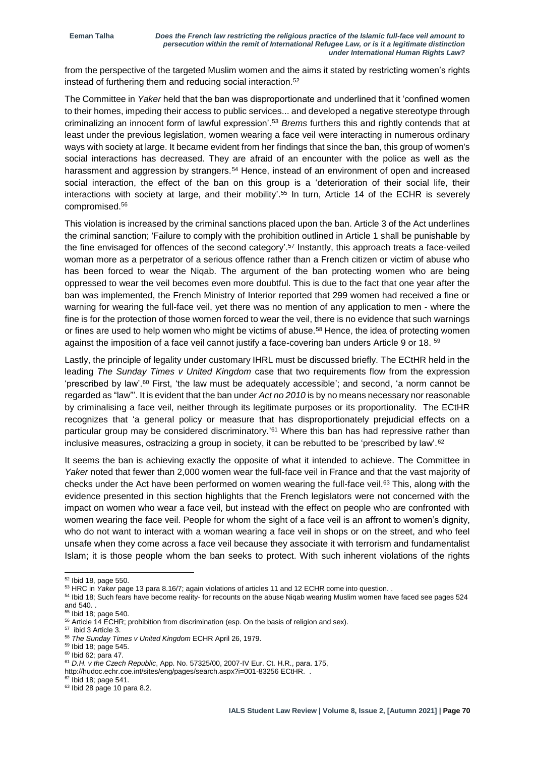from the perspective of the targeted Muslim women and the aims it stated by restricting women's rights instead of furthering them and reducing social interaction.[52]

The Committee in *Yaker* held that the ban was disproportionate and underlined that it 'confined women to their homes, impeding their access to public services... and developed a negative stereotype through criminalizing an innocent form of lawful expression'.[53] *Brems* furthers this and rightly contends that at least under the previous legislation, women wearing a face veil were interacting in numerous ordinary ways with society at large. It became evident from her findings that since the ban, this group of women's social interactions has decreased. They are afraid of an encounter with the police as well as the harassment and aggression by strangers.[54] Hence, instead of an environment of open and increased social interaction, the effect of the ban on this group is a 'deterioration of their social life, their interactions with society at large, and their mobility'.[55] In turn, Article 14 of the ECHR is severely compromised.[56]

This violation is increased by the criminal sanctions placed upon the ban. Article 3 of the Act underlines the criminal sanction; 'Failure to comply with the prohibition outlined in Article 1 shall be punishable by the fine envisaged for offences of the second category'.[57] Instantly, this approach treats a face-veiled woman more as a perpetrator of a serious offence rather than a French citizen or victim of abuse who has been forced to wear the Niqab. The argument of the ban protecting women who are being oppressed to wear the veil becomes even more doubtful. This is due to the fact that one year after the ban was implemented, the French Ministry of Interior reported that 299 women had received a fine or warning for wearing the full-face veil, yet there was no mention of any application to men - where the fine is for the protection of those women forced to wear the veil, there is no evidence that such warnings or fines are used to help women who might be victims of abuse.[58] Hence, the idea of protecting women against the imposition of a face veil cannot justify a face-covering ban unders Article 9 or 18. [59]

Lastly, the principle of legality under customary IHRL must be discussed briefly. The ECtHR held in the leading *The Sunday Times v United Kingdom* case that two requirements flow from the expression 'prescribed by law'.[60] First, 'the law must be adequately accessible'; and second, 'a norm cannot be regarded as "law"'. It is evident that the ban under *Act no 2010* is by no means necessary nor reasonable by criminalising a face veil, neither through its legitimate purposes or its proportionality. The ECtHR recognizes that 'a general policy or measure that has disproportionately prejudicial effects on a particular group may be considered discriminatory.'[61] Where this ban has had repressive rather than inclusive measures, ostracizing a group in society, it can be rebutted to be 'prescribed by law'.[62]

It seems the ban is achieving exactly the opposite of what it intended to achieve. The Committee in *Yaker* noted that fewer than 2,000 women wear the full-face veil in France and that the vast majority of checks under the Act have been performed on women wearing the full-face veil.[63] This, along with the evidence presented in this section highlights that the French legislators were not concerned with the impact on women who wear a face veil, but instead with the effect on people who are confronted with women wearing the face veil. People for whom the sight of a face veil is an affront to women's dignity, who do not want to interact with a woman wearing a face veil in shops or on the street, and who feel unsafe when they come across a face veil because they associate it with terrorism and fundamentalist Islam; it is those people whom the ban seeks to protect. With such inherent violations of the rights

---

[52] Ibid 18, page 550.

[53] HRC in *Yaker* page 13 para 8.16/7; again violations of articles 11 and 12 ECHR come into question. .

[54] Ibid 18; Such fears have become reality- for recounts on the abuse Niqab wearing Muslim women have faced see pages 524 and 540. .

[55] Ibid 18; page 540.

[56] Article 14 ECHR; prohibition from discrimination (esp. On the basis of religion and sex).

[57] ibid 3 Article 3.

[58] *The Sunday Times v United Kingdom* ECHR April 26, 1979.

[59] Ibid 18; page 545.

[60] Ibid 62; para 47.

[61] *D.H. v the Czech Republic*, App. No. 57325/00, 2007-IV Eur. Ct. H.R., para. 175, http://hudoc.echr.coe.int/sites/eng/pages/search.aspx?i=001-83256 ECtHR. .

[62] Ibid 18; page 541.

[63] Ibid 28 page 10 para 8.2.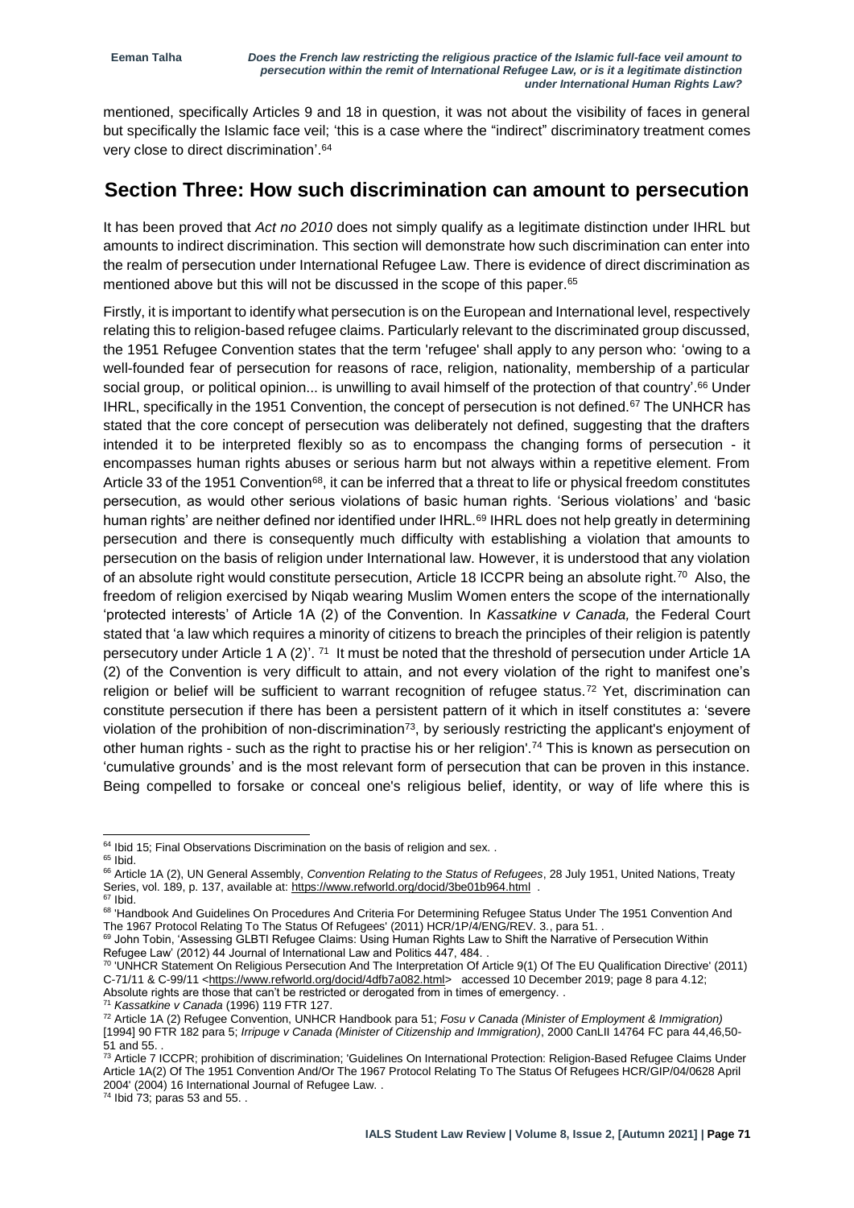mentioned, specifically Articles 9 and 18 in question, it was not about the visibility of faces in general but specifically the Islamic face veil; 'this is a case where the "indirect" discriminatory treatment comes very close to direct discrimination'.[64]

## Section Three: How such discrimination can amount to persecution

It has been proved that *Act no 2010* does not simply qualify as a legitimate distinction under IHRL but amounts to indirect discrimination. This section will demonstrate how such discrimination can enter into the realm of persecution under International Refugee Law. There is evidence of direct discrimination as mentioned above but this will not be discussed in the scope of this paper.[65]

Firstly, it is important to identify what persecution is on the European and International level, respectively relating this to religion-based refugee claims. Particularly relevant to the discriminated group discussed, the 1951 Refugee Convention states that the term 'refugee' shall apply to any person who: 'owing to a well-founded fear of persecution for reasons of race, religion, nationality, membership of a particular social group, or political opinion... is unwilling to avail himself of the protection of that country'.[66] Under IHRL, specifically in the 1951 Convention, the concept of persecution is not defined.[67] The UNHCR has stated that the core concept of persecution was deliberately not defined, suggesting that the drafters intended it to be interpreted flexibly so as to encompass the changing forms of persecution - it encompasses human rights abuses or serious harm but not always within a repetitive element. From Article 33 of the 1951 Convention[68], it can be inferred that a threat to life or physical freedom constitutes persecution, as would other serious violations of basic human rights. 'Serious violations' and 'basic human rights' are neither defined nor identified under IHRL.[69] IHRL does not help greatly in determining persecution and there is consequently much difficulty with establishing a violation that amounts to persecution on the basis of religion under International law. However, it is understood that any violation of an absolute right would constitute persecution, Article 18 ICCPR being an absolute right.[70] Also, the freedom of religion exercised by Niqab wearing Muslim Women enters the scope of the internationally 'protected interests' of Article 1A (2) of the Convention. In *Kassatkine v Canada,* the Federal Court stated that 'a law which requires a minority of citizens to breach the principles of their religion is patently persecutory under Article 1 A (2)'. [71] It must be noted that the threshold of persecution under Article 1A (2) of the Convention is very difficult to attain, and not every violation of the right to manifest one's religion or belief will be sufficient to warrant recognition of refugee status.[72] Yet, discrimination can constitute persecution if there has been a persistent pattern of it which in itself constitutes a: 'severe violation of the prohibition of non-discrimination[73], by seriously restricting the applicant's enjoyment of other human rights - such as the right to practise his or her religion'.[74] This is known as persecution on 'cumulative grounds' and is the most relevant form of persecution that can be proven in this instance. Being compelled to forsake or conceal one's religious belief, identity, or way of life where this is

---

[64] Ibid 15; Final Observations Discrimination on the basis of religion and sex. .

[65] Ibid.

[66] Article 1A (2), UN General Assembly, *Convention Relating to the Status of Refugees*, 28 July 1951, United Nations, Treaty Series, vol. 189, p. 137, available at: https://www.refworld.org/docid/3be01b964.html .

[67] Ibid.

[68] 'Handbook And Guidelines On Procedures And Criteria For Determining Refugee Status Under The 1951 Convention And The 1967 Protocol Relating To The Status Of Refugees' (2011) HCR/1P/4/ENG/REV. 3., para 51. .

[69] John Tobin, 'Assessing GLBTI Refugee Claims: Using Human Rights Law to Shift the Narrative of Persecution Within Refugee Law' (2012) 44 Journal of International Law and Politics 447, 484. .

[70] 'UNHCR Statement On Religious Persecution And The Interpretation Of Article 9(1) Of The EU Qualification Directive' (2011) C-71/11 & C-99/11 <https://www.refworld.org/docid/4dfb7a082.html> accessed 10 December 2019; page 8 para 4.12; Absolute rights are those that can't be restricted or derogated from in times of emergency. .

[71] *Kassatkine v Canada* (1996) 119 FTR 127.

[72] Article 1A (2) Refugee Convention, UNHCR Handbook para 51; *Fosu v Canada (Minister of Employment & Immigration)* [1994] 90 FTR 182 para 5; *Irripuge v Canada (Minister of Citizenship and Immigration)*, 2000 CanLII 14764 FC para 44,46,50-51 and 55. .

[73] Article 7 ICCPR; prohibition of discrimination; 'Guidelines On International Protection: Religion-Based Refugee Claims Under Article 1A(2) Of The 1951 Convention And/Or The 1967 Protocol Relating To The Status Of Refugees HCR/GIP/04/0628 April 2004' (2004) 16 International Journal of Refugee Law. .

[74] Ibid 73; paras 53 and 55. .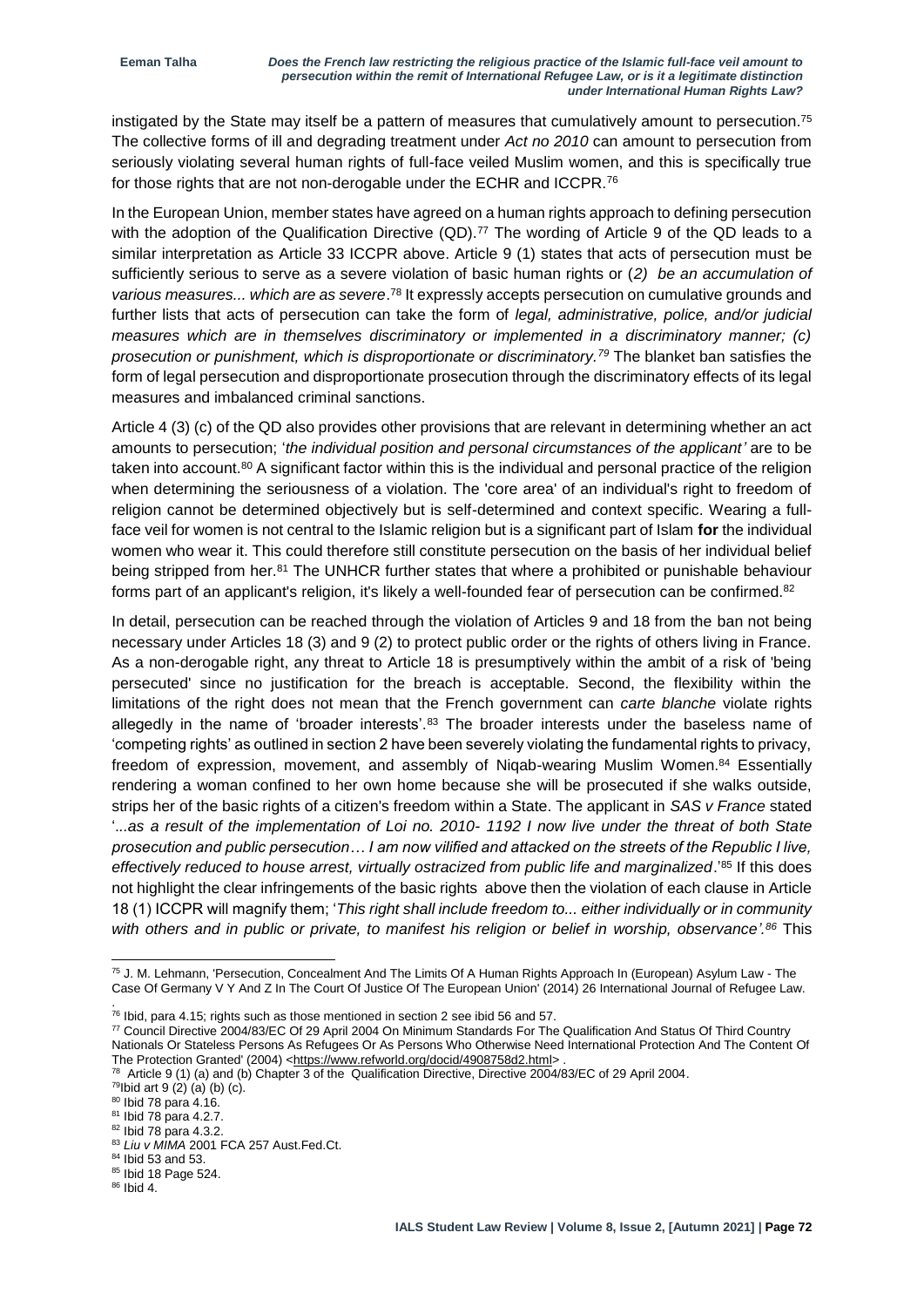instigated by the State may itself be a pattern of measures that cumulatively amount to persecution.[75] The collective forms of ill and degrading treatment under *Act no 2010* can amount to persecution from seriously violating several human rights of full-face veiled Muslim women, and this is specifically true for those rights that are not non-derogable under the ECHR and ICCPR.[76]

In the European Union, member states have agreed on a human rights approach to defining persecution with the adoption of the Qualification Directive (QD).[77] The wording of Article 9 of the QD leads to a similar interpretation as Article 33 ICCPR above. Article 9 (1) states that acts of persecution must be sufficiently serious to serve as a severe violation of basic human rights or (*2) be an accumulation of various measures... which are as severe*.[78] It expressly accepts persecution on cumulative grounds and further lists that acts of persecution can take the form of *legal, administrative, police, and/or judicial measures which are in themselves discriminatory or implemented in a discriminatory manner; (c) prosecution or punishment, which is disproportionate or discriminatory.*[79] The blanket ban satisfies the form of legal persecution and disproportionate prosecution through the discriminatory effects of its legal measures and imbalanced criminal sanctions.

Article 4 (3) (c) of the QD also provides other provisions that are relevant in determining whether an act amounts to persecution; '*the individual position and personal circumstances of the applicant'* are to be taken into account.[80] A significant factor within this is the individual and personal practice of the religion when determining the seriousness of a violation. The 'core area' of an individual's right to freedom of religion cannot be determined objectively but is self-determined and context specific. Wearing a full-face veil for women is not central to the Islamic religion but is a significant part of Islam **for** the individual women who wear it. This could therefore still constitute persecution on the basis of her individual belief being stripped from her.[81] The UNHCR further states that where a prohibited or punishable behaviour forms part of an applicant's religion, it's likely a well-founded fear of persecution can be confirmed.[82]

In detail, persecution can be reached through the violation of Articles 9 and 18 from the ban not being necessary under Articles 18 (3) and 9 (2) to protect public order or the rights of others living in France. As a non-derogable right, any threat to Article 18 is presumptively within the ambit of a risk of 'being persecuted' since no justification for the breach is acceptable. Second, the flexibility within the limitations of the right does not mean that the French government can *carte blanche* violate rights allegedly in the name of 'broader interests'.[83] The broader interests under the baseless name of 'competing rights' as outlined in section 2 have been severely violating the fundamental rights to privacy, freedom of expression, movement, and assembly of Niqab-wearing Muslim Women.[84] Essentially rendering a woman confined to her own home because she will be prosecuted if she walks outside, strips her of the basic rights of a citizen's freedom within a State. The applicant in *SAS v France* stated '*...as a result of the implementation of Loi no. 2010- 1192 I now live under the threat of both State prosecution and public persecution… I am now vilified and attacked on the streets of the Republic I live, effectively reduced to house arrest, virtually ostracized from public life and marginalized*.'[85] If this does not highlight the clear infringements of the basic rights above then the violation of each clause in Article 18 (1) ICCPR will magnify them; '*This right shall include freedom to... either individually or in community with others and in public or private, to manifest his religion or belief in worship, observance'.*[86] This

---

[75] J. M. Lehmann, 'Persecution, Concealment And The Limits Of A Human Rights Approach In (European) Asylum Law - The Case Of Germany V Y And Z In The Court Of Justice Of The European Union' (2014) 26 International Journal of Refugee Law.

[76] Ibid, para 4.15; rights such as those mentioned in section 2 see ibid 56 and 57.

[77] Council Directive 2004/83/EC Of 29 April 2004 On Minimum Standards For The Qualification And Status Of Third Country Nationals Or Stateless Persons As Refugees Or As Persons Who Otherwise Need International Protection And The Content Of The Protection Granted' (2004) <https://www.refworld.org/docid/4908758d2.html> .

[78] Article 9 (1) (a) and (b) Chapter 3 of the Qualification Directive, Directive 2004/83/EC of 29 April 2004.

[79] Ibid art 9 (2) (a) (b) (c).

[80] Ibid 78 para 4.16.

[81] Ibid 78 para 4.2.7.

[82] Ibid 78 para 4.3.2.

[83] *Liu v MIMA* 2001 FCA 257 Aust.Fed.Ct.

[84] Ibid 53 and 53.

[85] Ibid 18 Page 524.

[86] Ibid 4.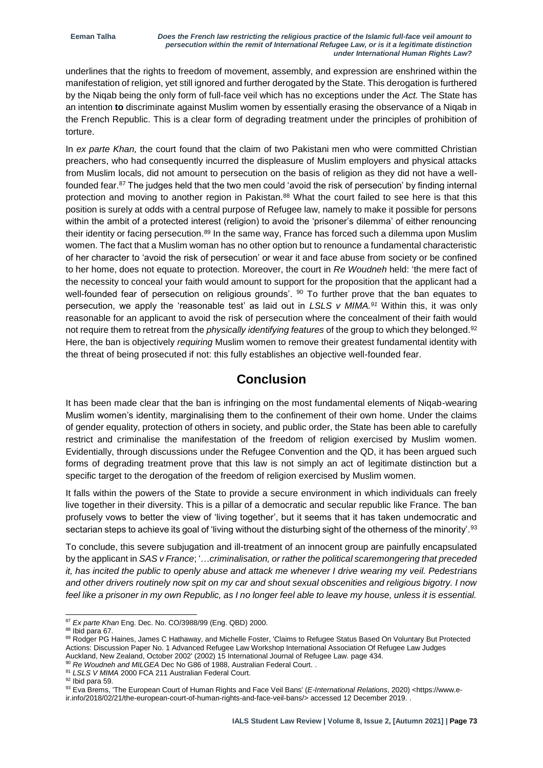underlines that the rights to freedom of movement, assembly, and expression are enshrined within the manifestation of religion, yet still ignored and further derogated by the State. This derogation is furthered by the Niqab being the only form of full-face veil which has no exceptions under the *Act.* The State has an intention **to** discriminate against Muslim women by essentially erasing the observance of a Niqab in the French Republic. This is a clear form of degrading treatment under the principles of prohibition of torture.

In *ex parte Khan,* the court found that the claim of two Pakistani men who were committed Christian preachers, who had consequently incurred the displeasure of Muslim employers and physical attacks from Muslim locals, did not amount to persecution on the basis of religion as they did not have a well-founded fear.[87] The judges held that the two men could 'avoid the risk of persecution' by finding internal protection and moving to another region in Pakistan.[88] What the court failed to see here is that this position is surely at odds with a central purpose of Refugee law, namely to make it possible for persons within the ambit of a protected interest (religion) to avoid the 'prisoner's dilemma' of either renouncing their identity or facing persecution.[89] In the same way, France has forced such a dilemma upon Muslim women. The fact that a Muslim woman has no other option but to renounce a fundamental characteristic of her character to 'avoid the risk of persecution' or wear it and face abuse from society or be confined to her home, does not equate to protection. Moreover, the court in *Re Woudneh* held: 'the mere fact of the necessity to conceal your faith would amount to support for the proposition that the applicant had a well-founded fear of persecution on religious grounds'. [90] To further prove that the ban equates to persecution, we apply the 'reasonable test' as laid out in *LSLS v MIMA.*[91] Within this, it was only reasonable for an applicant to avoid the risk of persecution where the concealment of their faith would not require them to retreat from the *physically identifying features* of the group to which they belonged.[92] Here, the ban is objectively *requiring* Muslim women to remove their greatest fundamental identity with the threat of being prosecuted if not: this fully establishes an objective well-founded fear.

## Conclusion

It has been made clear that the ban is infringing on the most fundamental elements of Niqab-wearing Muslim women's identity, marginalising them to the confinement of their own home. Under the claims of gender equality, protection of others in society, and public order, the State has been able to carefully restrict and criminalise the manifestation of the freedom of religion exercised by Muslim women. Evidentially, through discussions under the Refugee Convention and the QD, it has been argued such forms of degrading treatment prove that this law is not simply an act of legitimate distinction but a specific target to the derogation of the freedom of religion exercised by Muslim women.

It falls within the powers of the State to provide a secure environment in which individuals can freely live together in their diversity. This is a pillar of a democratic and secular republic like France. The ban profusely vows to better the view of 'living together', but it seems that it has taken undemocratic and sectarian steps to achieve its goal of 'living without the disturbing sight of the otherness of the minority'.[93]

To conclude, this severe subjugation and ill-treatment of an innocent group are painfully encapsulated by the applicant in *SAS v France*; '*…criminalisation, or rather the political scaremongering that preceded it, has incited the public to openly abuse and attack me whenever I drive wearing my veil. Pedestrians and other drivers routinely now spit on my car and shout sexual obscenities and religious bigotry. I now feel like a prisoner in my own Republic, as I no longer feel able to leave my house, unless it is essential.*

---

[87] *Ex parte Khan* Eng. Dec. No. CO/3988/99 (Eng. QBD) 2000.

[88] Ibid para 67.

[89] Rodger PG Haines, James C Hathaway, and Michelle Foster, 'Claims to Refugee Status Based On Voluntary But Protected Actions: Discussion Paper No. 1 Advanced Refugee Law Workshop International Association Of Refugee Law Judges Auckland, New Zealand, October 2002' (2002) 15 International Journal of Refugee Law. page 434.

[90] *Re Woudneh and MILGEA* Dec No G86 of 1988, Australian Federal Court. .

[91] *LSLS V MIMA* 2000 FCA 211 Australian Federal Court.

[92] Ibid para 59.

[93] Eva Brems, 'The European Court of Human Rights and Face Veil Bans' (*E-International Relations*, 2020) <https://www.e-ir.info/2018/02/21/the-european-court-of-human-rights-and-face-veil-bans/> accessed 12 December 2019. .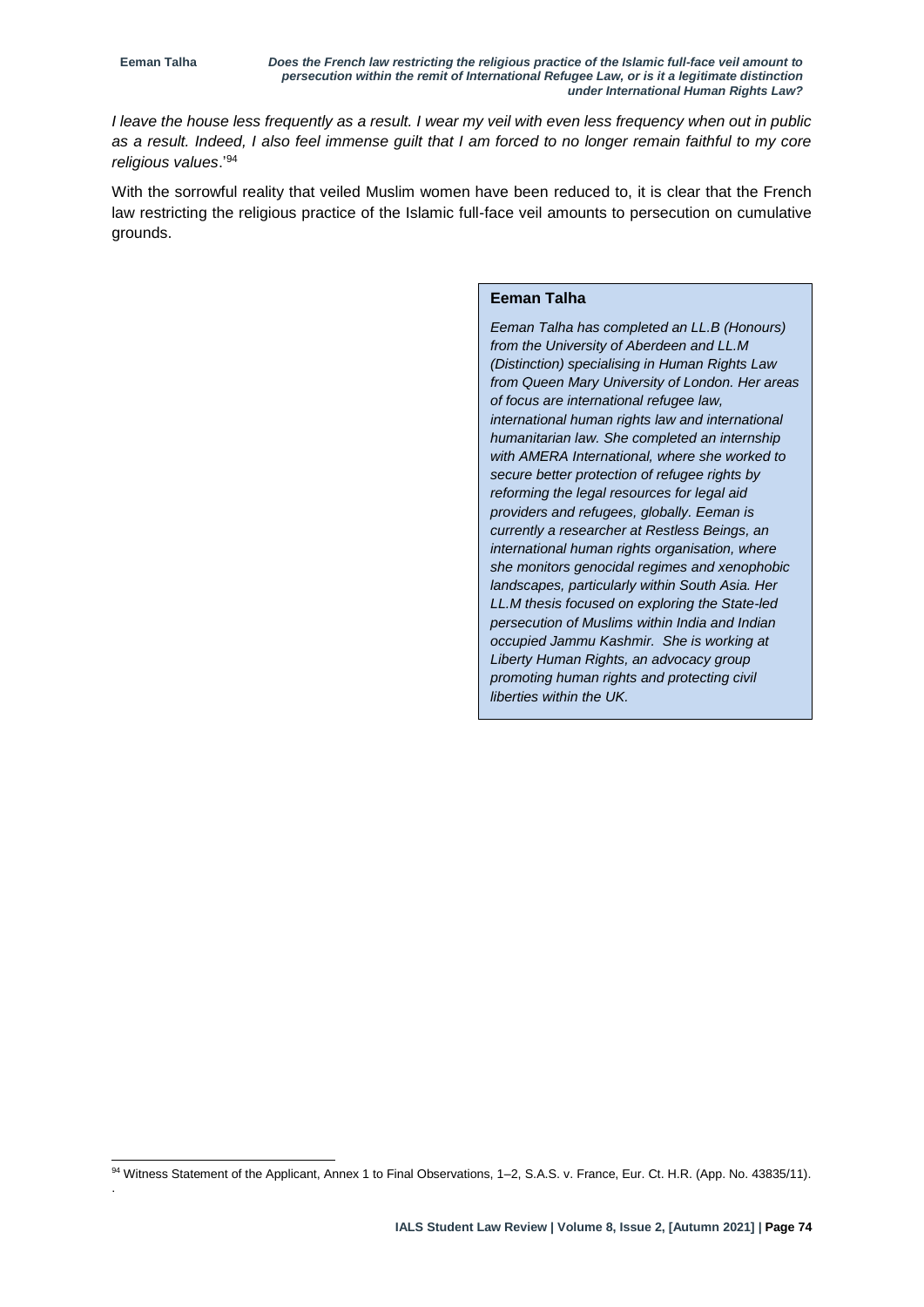*I leave the house less frequently as a result. I wear my veil with even less frequency when out in public as a result. Indeed, I also feel immense guilt that I am forced to no longer remain faithful to my core religious values*.'[94]

With the sorrowful reality that veiled Muslim women have been reduced to, it is clear that the French law restricting the religious practice of the Islamic full-face veil amounts to persecution on cumulative grounds.

**Eeman Talha**

*Eeman Talha has completed an LL.B (Honours) from the University of Aberdeen and LL.M (Distinction) specialising in Human Rights Law from Queen Mary University of London. Her areas of focus are international refugee law, international human rights law and international humanitarian law. She completed an internship with AMERA International, where she worked to secure better protection of refugee rights by reforming the legal resources for legal aid providers and refugees, globally. Eeman is currently a researcher at Restless Beings, an international human rights organisation, where she monitors genocidal regimes and xenophobic landscapes, particularly within South Asia. Her LL.M thesis focused on exploring the State-led persecution of Muslims within India and Indian occupied Jammu Kashmir. She is working at Liberty Human Rights, an advocacy group promoting human rights and protecting civil liberties within the UK.*

---

[94] Witness Statement of the Applicant, Annex 1 to Final Observations, 1–2, S.A.S. v. France, Eur. Ct. H.R. (App. No. 43835/11).